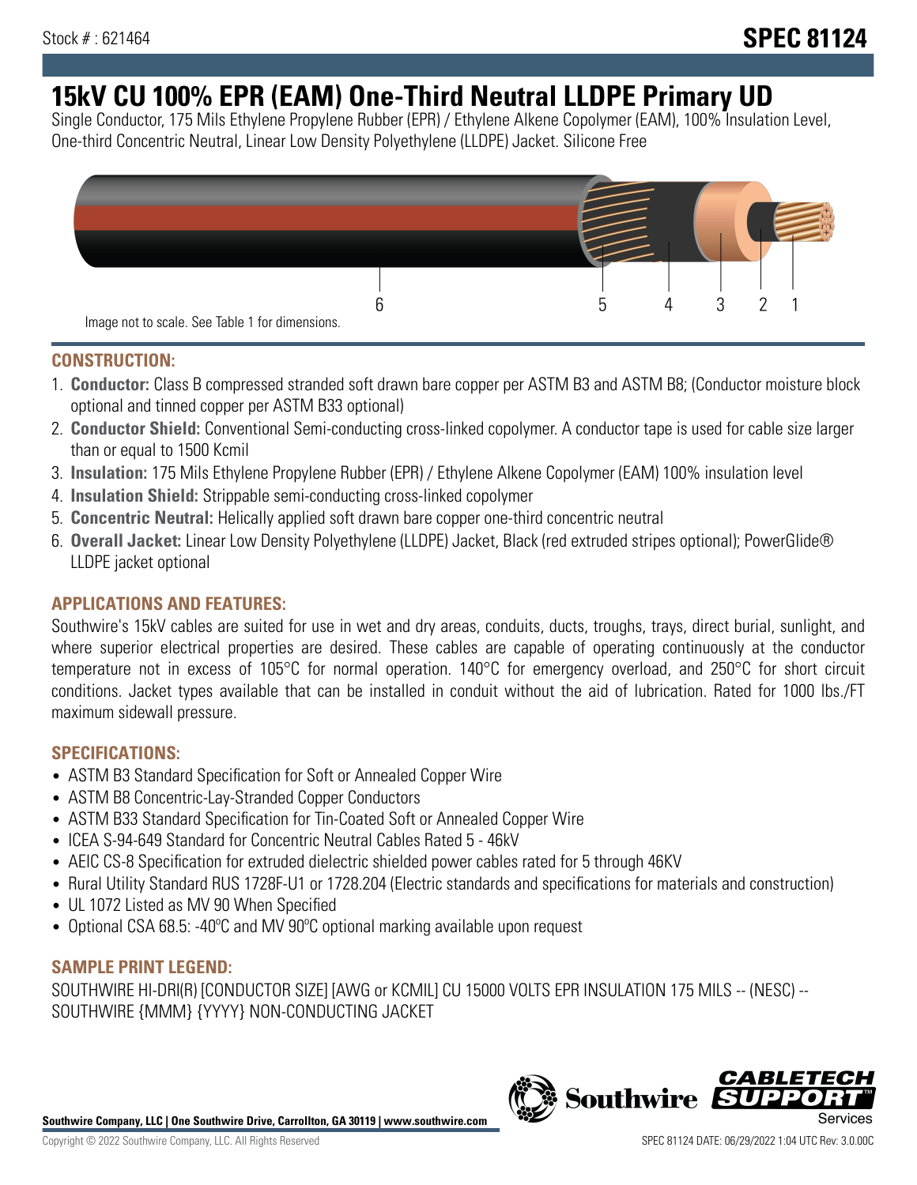Stock # : 621464

# SPEC 81124

# 15kV CU 100% EPR (EAM) One-Third Neutral LLDPE Primary UD

Single Conductor, 175 Mils Ethylene Propylene Rubber (EPR) / Ethylene Alkene Copolymer (EAM), 100% Insulation Level, One-third Concentric Neutral, Linear Low Density Polyethylene (LLDPE) Jacket. Silicone Free

6 5 4 3 2 1

Image not to scale. See Table 1 for dimensions.

## CONSTRUCTION:

1. **Conductor:** Class B compressed stranded soft drawn bare copper per ASTM B3 and ASTM B8; (Conductor moisture block optional and tinned copper per ASTM B33 optional)
2. **Conductor Shield:** Conventional Semi-conducting cross-linked copolymer. A conductor tape is used for cable size larger than or equal to 1500 Kcmil
3. **Insulation:** 175 Mils Ethylene Propylene Rubber (EPR) / Ethylene Alkene Copolymer (EAM) 100% insulation level
4. **Insulation Shield:** Strippable semi-conducting cross-linked copolymer
5. **Concentric Neutral:** Helically applied soft drawn bare copper one-third concentric neutral
6. **Overall Jacket:** Linear Low Density Polyethylene (LLDPE) Jacket, Black (red extruded stripes optional); PowerGlide® LLDPE jacket optional

## APPLICATIONS AND FEATURES:

Southwire's 15kV cables are suited for use in wet and dry areas, conduits, ducts, troughs, trays, direct burial, sunlight, and where superior electrical properties are desired. These cables are capable of operating continuously at the conductor temperature not in excess of 105°C for normal operation. 140°C for emergency overload, and 250°C for short circuit conditions. Jacket types available that can be installed in conduit without the aid of lubrication. Rated for 1000 lbs./FT maximum sidewall pressure.

## SPECIFICATIONS:

- ASTM B3 Standard Specification for Soft or Annealed Copper Wire
- ASTM B8 Concentric-Lay-Stranded Copper Conductors
- ASTM B33 Standard Specification for Tin-Coated Soft or Annealed Copper Wire
- ICEA S-94-649 Standard for Concentric Neutral Cables Rated 5 - 46kV
- AEIC CS-8 Specification for extruded dielectric shielded power cables rated for 5 through 46KV
- Rural Utility Standard RUS 1728F-U1 or 1728.204 (Electric standards and specifications for materials and construction)
- UL 1072 Listed as MV 90 When Specified
- Optional CSA 68.5: -40ºC and MV 90ºC optional marking available upon request

## SAMPLE PRINT LEGEND:

SOUTHWIRE HI-DRI(R) [CONDUCTOR SIZE] [AWG or KCMIL] CU 15000 VOLTS EPR INSULATION 175 MILS -- (NESC) -- SOUTHWIRE {MMM} {YYYY} NON-CONDUCTING JACKET

**Southwire Company, LLC | One Southwire Drive, Carrollton, GA 30119 | www.southwire.com**

Copyright © 2022 Southwire Company, LLC. All Rights Reserved

SPEC 81124 DATE: 06/29/2022 1:04 UTC Rev: 3.0.00C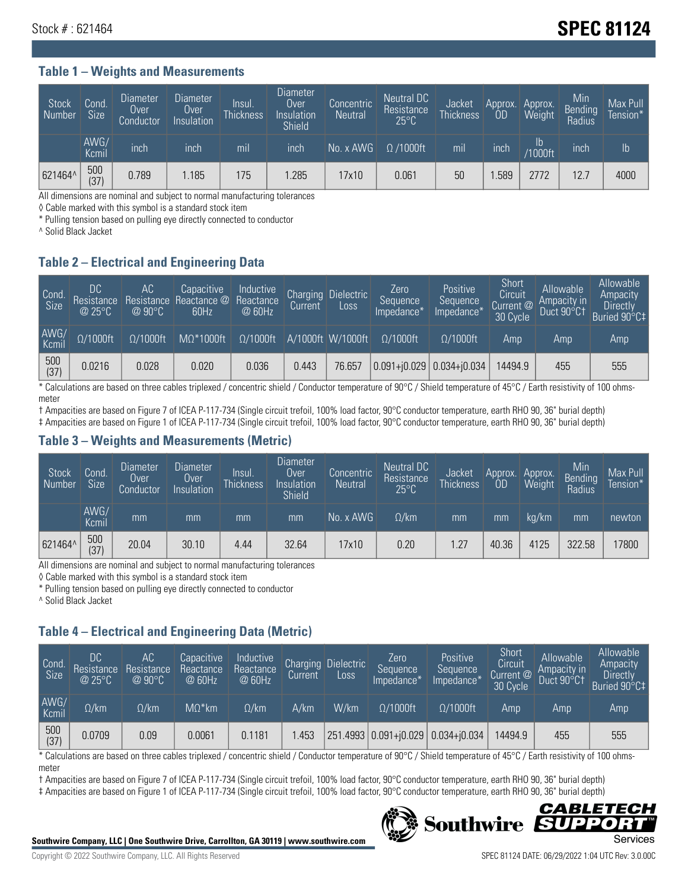Stock # : 621464

# SPEC 81124

### Table 1 – Weights and Measurements

| Stock Number | Cond. Size | Diameter Over Conductor | Diameter Over Insulation | Insul. Thickness | Diameter Over Insulation Shield | Concentric Neutral | Neutral DC Resistance 25°C | Jacket Thickness | Approx. OD | Approx. Weight | Min Bending Radius | Max Pull Tension* |
|---|---|---|---|---|---|---|---|---|---|---|---|---|
| | AWG/ Kcmil | inch | inch | mil | inch | No. x AWG | Ω /1000ft | mil | inch | lb /1000ft | inch | lb |
| 621464^ | 500 (37) | 0.789 | 1.185 | 175 | 1.285 | 17x10 | 0.061 | 50 | 1.589 | 2772 | 12.7 | 4000 |

All dimensions are nominal and subject to normal manufacturing tolerances

◊ Cable marked with this symbol is a standard stock item

* Pulling tension based on pulling eye directly connected to conductor

^ Solid Black Jacket

### Table 2 – Electrical and Engineering Data

| Cond. Size | DC Resistance @ 25°C | AC Resistance @ 90°C | Capacitive Reactance @ 60Hz | Inductive Reactance @ 60Hz | Charging Current | Dielectric Loss | Zero Sequence Impedance* | Positive Sequence Impedance* | Short Circuit Current @ 30 Cycle | Allowable Ampacity in Duct 90°C† | Allowable Ampacity Directly Buried 90°C‡ |
|---|---|---|---|---|---|---|---|---|---|---|---|
| AWG/ Kcmil | Ω/1000ft | Ω/1000ft | MΩ*1000ft | Ω/1000ft | A/1000ft | W/1000ft | Ω/1000ft | Ω/1000ft | Amp | Amp | Amp |
| 500 (37) | 0.0216 | 0.028 | 0.020 | 0.036 | 0.443 | 76.657 | 0.091+j0.029 | 0.034+j0.034 | 14494.9 | 455 | 555 |

* Calculations are based on three cables triplexed / concentric shield / Conductor temperature of 90°C / Shield temperature of 45°C / Earth resistivity of 100 ohms-meter

† Ampacities are based on Figure 7 of ICEA P-117-734 (Single circuit trefoil, 100% load factor, 90°C conductor temperature, earth RHO 90, 36" burial depth)

‡ Ampacities are based on Figure 1 of ICEA P-117-734 (Single circuit trefoil, 100% load factor, 90°C conductor temperature, earth RHO 90, 36" burial depth)

### Table 3 – Weights and Measurements (Metric)

| Stock Number | Cond. Size | Diameter Over Conductor | Diameter Over Insulation | Insul. Thickness | Diameter Over Insulation Shield | Concentric Neutral | Neutral DC Resistance 25°C | Jacket Thickness | Approx. OD | Approx. Weight | Min Bending Radius | Max Pull Tension* |
|---|---|---|---|---|---|---|---|---|---|---|---|---|
| | AWG/ Kcmil | mm | mm | mm | mm | No. x AWG | Ω/km | mm | mm | kg/km | mm | newton |
| 621464^ | 500 (37) | 20.04 | 30.10 | 4.44 | 32.64 | 17x10 | 0.20 | 1.27 | 40.36 | 4125 | 322.58 | 17800 |

All dimensions are nominal and subject to normal manufacturing tolerances

◊ Cable marked with this symbol is a standard stock item

* Pulling tension based on pulling eye directly connected to conductor

^ Solid Black Jacket

### Table 4 – Electrical and Engineering Data (Metric)

| Cond. Size | DC Resistance @ 25°C | AC Resistance @ 90°C | Capacitive Reactance @ 60Hz | Inductive Reactance @ 60Hz | Charging Current | Dielectric Loss | Zero Sequence Impedance* | Positive Sequence Impedance* | Short Circuit Current @ 30 Cycle | Allowable Ampacity in Duct 90°C† | Allowable Ampacity Directly Buried 90°C‡ |
|---|---|---|---|---|---|---|---|---|---|---|---|
| AWG/ Kcmil | Ω/km | Ω/km | MΩ*km | Ω/km | A/km | W/km | Ω/1000ft | Ω/1000ft | Amp | Amp | Amp |
| 500 (37) | 0.0709 | 0.09 | 0.0061 | 0.1181 | 1.453 | 251.4993 | 0.091+j0.029 | 0.034+j0.034 | 14494.9 | 455 | 555 |

* Calculations are based on three cables triplexed / concentric shield / Conductor temperature of 90°C / Shield temperature of 45°C / Earth resistivity of 100 ohms-meter

† Ampacities are based on Figure 7 of ICEA P-117-734 (Single circuit trefoil, 100% load factor, 90°C conductor temperature, earth RHO 90, 36" burial depth)

‡ Ampacities are based on Figure 1 of ICEA P-117-734 (Single circuit trefoil, 100% load factor, 90°C conductor temperature, earth RHO 90, 36" burial depth)

**Southwire Company, LLC | One Southwire Drive, Carrollton, GA 30119 | www.southwire.com**

Copyright © 2022 Southwire Company, LLC. All Rights Reserved

SPEC 81124 DATE: 06/29/2022 1:04 UTC Rev: 3.0.00C